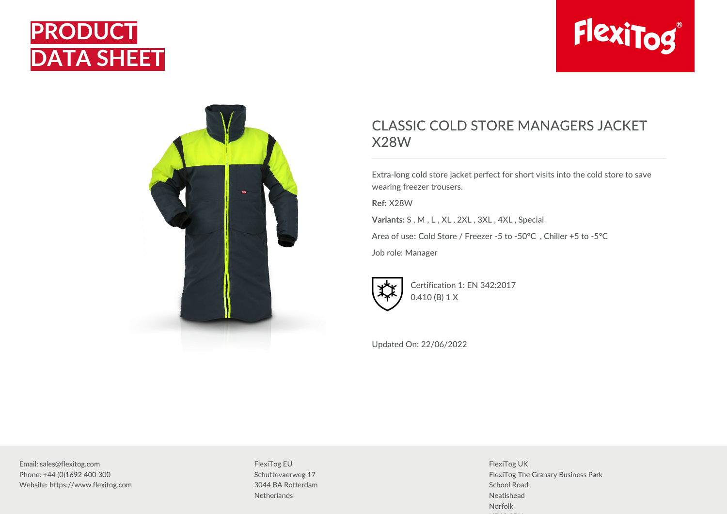# PRODUCT DATA SHEET

## CLASSIC COLD STORE MANAGERS JACKET X28W

Extra-long cold store jacket perfect for short visits into the cold store to save wearing freezer trousers.

**Ref:** X28W

**Variants:** S , M , L , XL , 2XL , 3XL , 4XL , Special

Area of use: Cold Store / Freezer -5 to -50°C , Chiller +5 to -5°C

Job role: Manager

Certification 1: EN 342:2017
0.410 (B) 1 X

Updated On: 22/06/2022

Email: sales@flexitog.com
Phone: +44 (0)1692 400 300
Website: https://www.flexitog.com

FlexiTog EU
Schuttevaerweg 17
3044 BA Rotterdam
Netherlands

FlexiTog UK
FlexiTog The Granary Business Park
School Road
Neatishead
Norfolk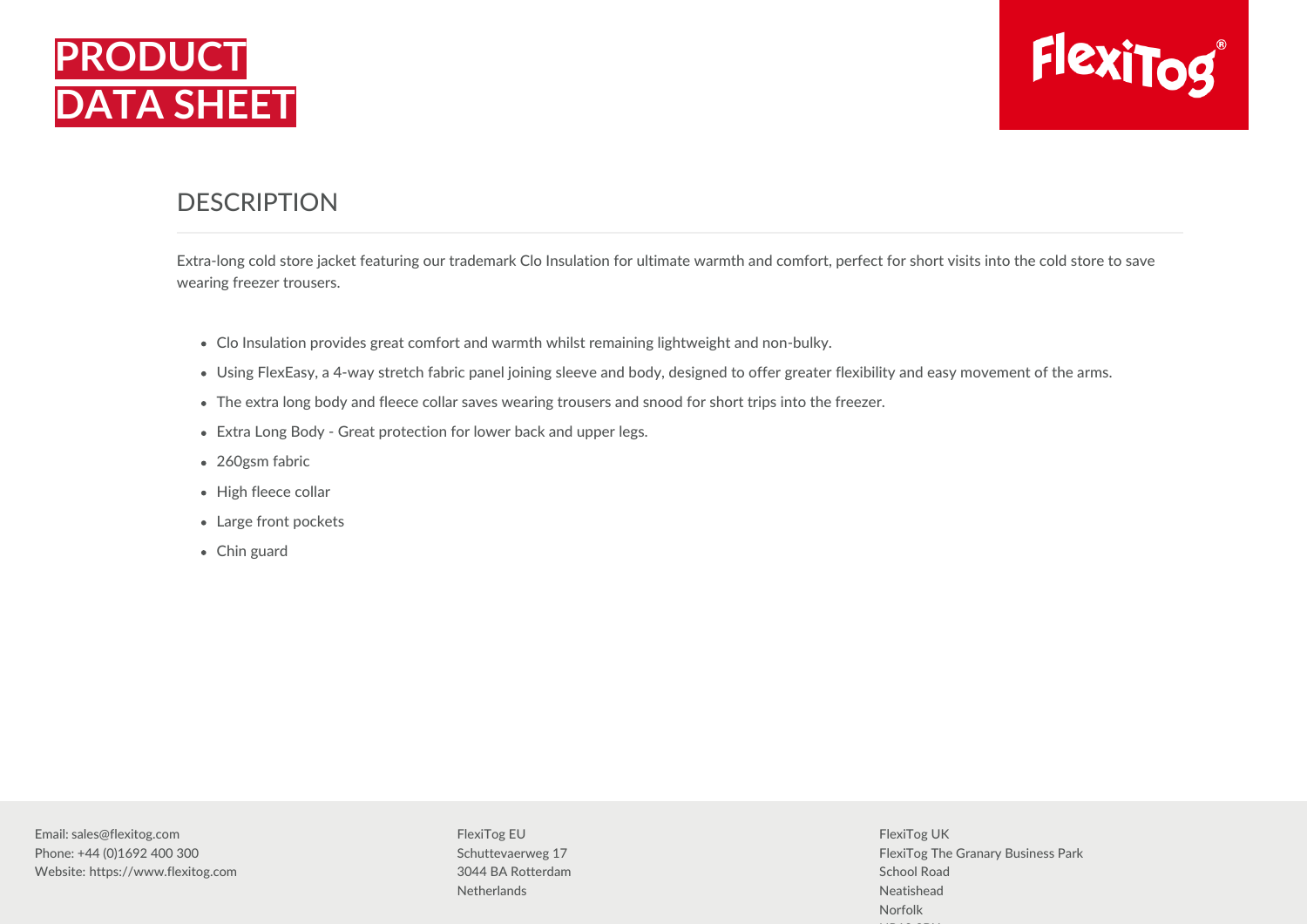# PRODUCT DATA SHEET

## DESCRIPTION

Extra-long cold store jacket featuring our trademark Clo Insulation for ultimate warmth and comfort, perfect for short visits into the cold store to save wearing freezer trousers.

- Clo Insulation provides great comfort and warmth whilst remaining lightweight and non-bulky.
- Using FlexEasy, a 4-way stretch fabric panel joining sleeve and body, designed to offer greater flexibility and easy movement of the arms.
- The extra long body and fleece collar saves wearing trousers and snood for short trips into the freezer.
- Extra Long Body - Great protection for lower back and upper legs.
- 260gsm fabric
- High fleece collar
- Large front pockets
- Chin guard

Email: sales@flexitog.com
Phone: +44 (0)1692 400 300
Website: https://www.flexitog.com

FlexiTog EU
Schuttevaerweg 17
3044 BA Rotterdam
Netherlands

FlexiTog UK
FlexiTog The Granary Business Park
School Road
Neatishead
Norfolk